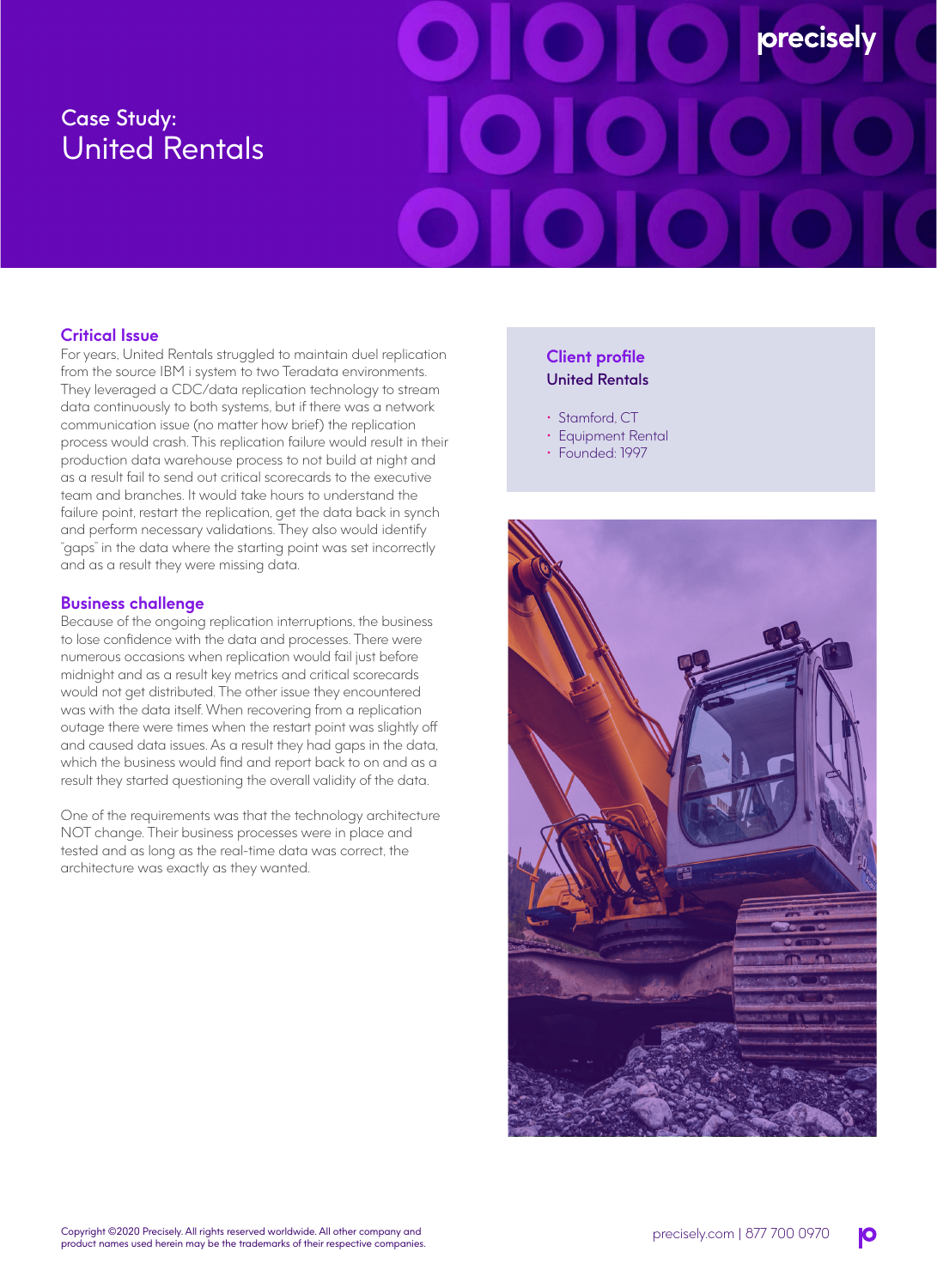# Case Study: United Rentals

## Critical Issue

For years, United Rentals struggled to maintain duel replication from the source IBM i system to two Teradata environments. They leveraged a CDC/data replication technology to stream data continuously to both systems, but if there was a network communication issue (no matter how brief) the replication process would crash. This replication failure would result in their production data warehouse process to not build at night and as a result fail to send out critical scorecards to the executive team and branches. It would take hours to understand the failure point, restart the replication, get the data back in synch and perform necessary validations. They also would identify "gaps" in the data where the starting point was set incorrectly and as a result they were missing data.

## Business challenge

Because of the ongoing replication interruptions, the business to lose confidence with the data and processes. There were numerous occasions when replication would fail just before midnight and as a result key metrics and critical scorecards would not get distributed. The other issue they encountered was with the data itself. When recovering from a replication outage there were times when the restart point was slightly off and caused data issues. As a result they had gaps in the data, which the business would find and report back to on and as a result they started questioning the overall validity of the data.

One of the requirements was that the technology architecture NOT change. Their business processes were in place and tested and as long as the real-time data was correct, the architecture was exactly as they wanted.

## Client profile

**United Rentals**

- Stamford, CT
- Equipment Rental
- Founded: 1997

Copyright ©2020 Precisely. All rights reserved worldwide. All other company and product names used herein may be the trademarks of their respective companies.

precisely.com | 877 700 0970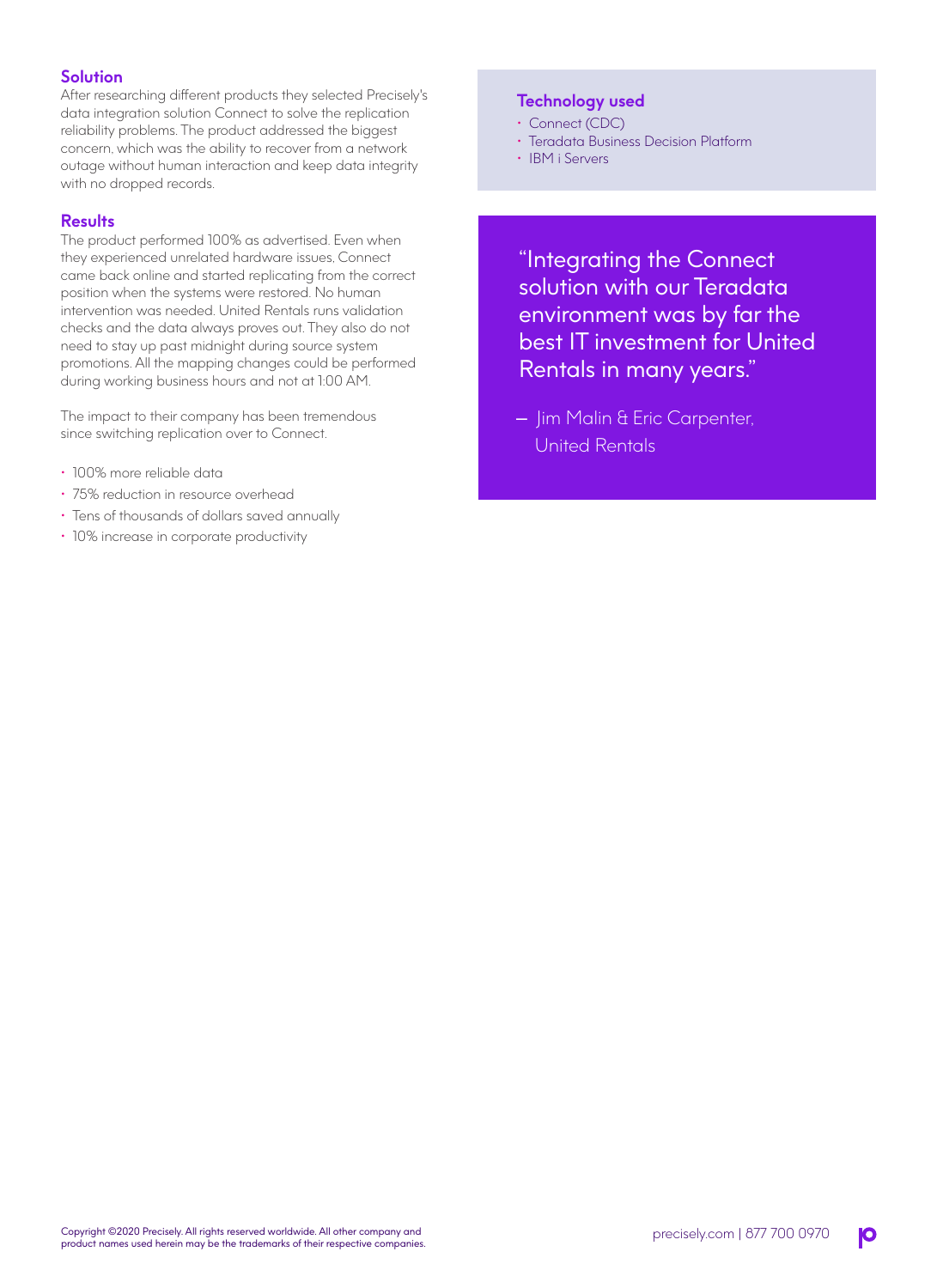## Solution

After researching different products they selected Precisely's data integration solution Connect to solve the replication reliability problems. The product addressed the biggest concern, which was the ability to recover from a network outage without human interaction and keep data integrity with no dropped records.

## Results

The product performed 100% as advertised. Even when they experienced unrelated hardware issues, Connect came back online and started replicating from the correct position when the systems were restored. No human intervention was needed. United Rentals runs validation checks and the data always proves out. They also do not need to stay up past midnight during source system promotions. All the mapping changes could be performed during working business hours and not at 1:00 AM.

The impact to their company has been tremendous since switching replication over to Connect.

- 100% more reliable data
- 75% reduction in resource overhead
- Tens of thousands of dollars saved annually
- 10% increase in corporate productivity

## Technology used

- Connect (CDC)
- Teradata Business Decision Platform
- IBM i Servers

> "Integrating the Connect solution with our Teradata environment was by far the best IT investment for United Rentals in many years."
>
> – Jim Malin & Eric Carpenter, United Rentals

Copyright ©2020 Precisely. All rights reserved worldwide. All other company and product names used herein may be the trademarks of their respective companies.

precisely.com | 877 700 0970